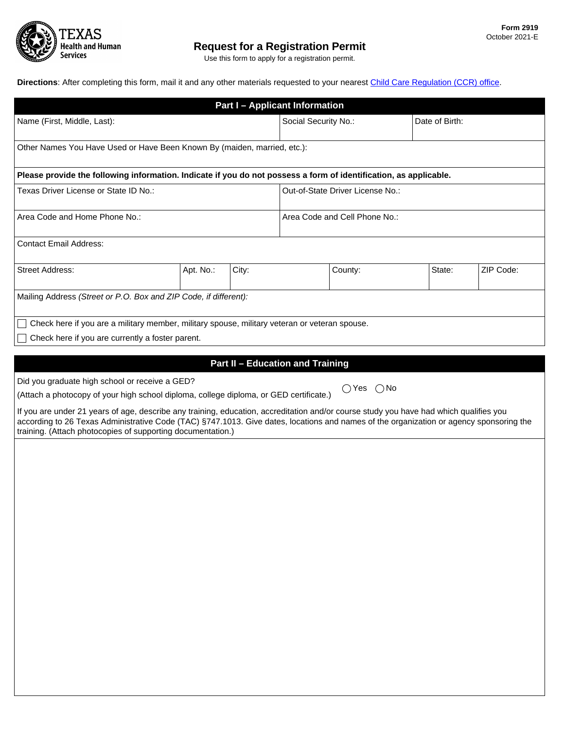Texas Health and Human Services

Form 2919
October 2021-E

# Request for a Registration Permit

Use this form to apply for a registration permit.

**Directions**: After completing this form, mail it and any other materials requested to your nearest Child Care Regulation (CCR) office.

## Part I – Applicant Information

| Name (First, Middle, Last): | Social Security No.: | Date of Birth: |
|---|---|---|

Other Names You Have Used or Have Been Known By (maiden, married, etc.):

**Please provide the following information. Indicate if you do not possess a form of identification, as applicable.**

| Texas Driver License or State ID No.: | Out-of-State Driver License No.: |
|---|---|
| Area Code and Home Phone No.: | Area Code and Cell Phone No.: |

Contact Email Address:

| Street Address: | Apt. No.: | City: | County: | State: | ZIP Code: |
|---|---|---|---|---|---|

Mailing Address *(Street or P.O. Box and ZIP Code, if different):*

☐ Check here if you are a military member, military spouse, military veteran or veteran spouse.

☐ Check here if you are currently a foster parent.

## Part II – Education and Training

Did you graduate high school or receive a GED? ◯ Yes ◯ No

(Attach a photocopy of your high school diploma, college diploma, or GED certificate.)

If you are under 21 years of age, describe any training, education, accreditation and/or course study you have had which qualifies you according to 26 Texas Administrative Code (TAC) §747.1013. Give dates, locations and names of the organization or agency sponsoring the training. (Attach photocopies of supporting documentation.)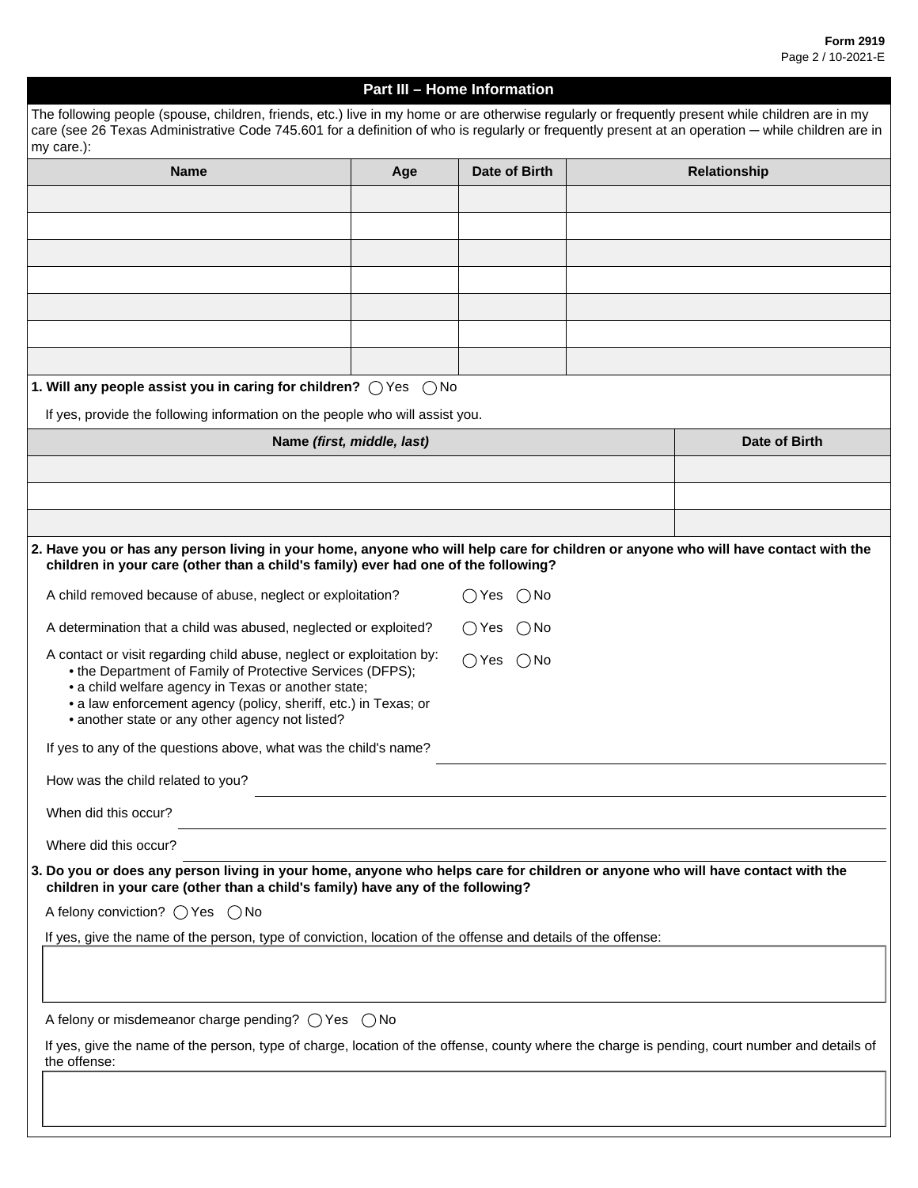## Part III – Home Information

The following people (spouse, children, friends, etc.) live in my home or are otherwise regularly or frequently present while children are in my care (see 26 Texas Administrative Code 745.601 for a definition of who is regularly or frequently present at an operation ─ while children are in my care.):

| Name | Age | Date of Birth | Relationship |
|---|---|---|---|
| | | | |
| | | | |
| | | | |
| | | | |
| | | | |
| | | | |
| | | | |

**1. Will any people assist you in caring for children?** ◯ Yes ◯ No

If yes, provide the following information on the people who will assist you.

| Name *(first, middle, last)* | Date of Birth |
|---|---|
| | |
| | |
| | |

**2. Have you or has any person living in your home, anyone who will help care for children or anyone who will have contact with the children in your care (other than a child's family) ever had one of the following?**

A child removed because of abuse, neglect or exploitation? ◯ Yes ◯ No

A determination that a child was abused, neglected or exploited? ◯ Yes ◯ No

A contact or visit regarding child abuse, neglect or exploitation by: ◯ Yes ◯ No
- the Department of Family of Protective Services (DFPS);
- a child welfare agency in Texas or another state;
- a law enforcement agency (policy, sheriff, etc.) in Texas; or
- another state or any other agency not listed?

If yes to any of the questions above, what was the child's name? ____________________

How was the child related to you? ____________________

When did this occur? ____________________

Where did this occur? ____________________

**3. Do you or does any person living in your home, anyone who helps care for children or anyone who will have contact with the children in your care (other than a child's family) have any of the following?**

A felony conviction? ◯ Yes ◯ No

If yes, give the name of the person, type of conviction, location of the offense and details of the offense:

____________________

A felony or misdemeanor charge pending? ◯ Yes ◯ No

If yes, give the name of the person, type of charge, location of the offense, county where the charge is pending, court number and details of the offense:

____________________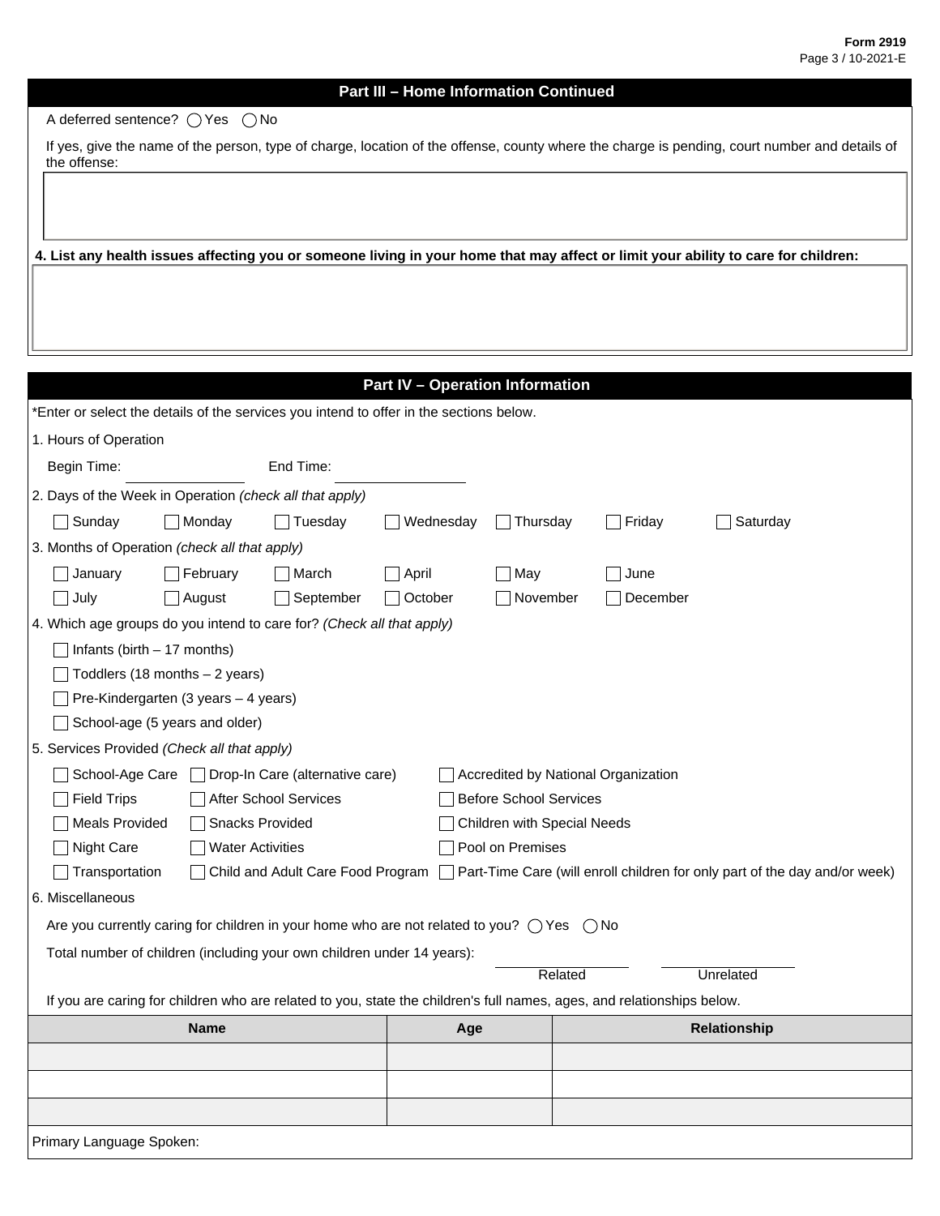## Part III – Home Information Continued

A deferred sentence? ◯ Yes ◯ No

If yes, give the name of the person, type of charge, location of the offense, county where the charge is pending, court number and details of the offense:

**4. List any health issues affecting you or someone living in your home that may affect or limit your ability to care for children:**

## Part IV – Operation Information

*Enter or select the details of the services you intend to offer in the sections below.

1. Hours of Operation

Begin Time: \_\_\_\_\_\_\_\_\_\_ End Time: \_\_\_\_\_\_\_\_\_\_

2. Days of the Week in Operation *(check all that apply)*

☐ Sunday ☐ Monday ☐ Tuesday ☐ Wednesday ☐ Thursday ☐ Friday ☐ Saturday

3. Months of Operation *(check all that apply)*

☐ January ☐ February ☐ March ☐ April ☐ May ☐ June
☐ July ☐ August ☐ September ☐ October ☐ November ☐ December

4. Which age groups do you intend to care for? *(Check all that apply)*

☐ Infants (birth – 17 months)
☐ Toddlers (18 months – 2 years)
☐ Pre-Kindergarten (3 years – 4 years)
☐ School-age (5 years and older)

5. Services Provided *(Check all that apply)*

☐ School-Age Care ☐ Drop-In Care (alternative care) ☐ Accredited by National Organization
☐ Field Trips ☐ After School Services ☐ Before School Services
☐ Meals Provided ☐ Snacks Provided ☐ Children with Special Needs
☐ Night Care ☐ Water Activities ☐ Pool on Premises
☐ Transportation ☐ Child and Adult Care Food Program ☐ Part-Time Care (will enroll children for only part of the day and/or week)

6. Miscellaneous

Are you currently caring for children in your home who are not related to you? ◯ Yes ◯ No

Total number of children (including your own children under 14 years): \_\_\_\_\_\_\_\_\_\_ Related \_\_\_\_\_\_\_\_\_\_ Unrelated

If you are caring for children who are related to you, state the children's full names, ages, and relationships below.

| Name | Age | Relationship |
|---|---|---|
| | | |
| | | |
| | | |

Primary Language Spoken: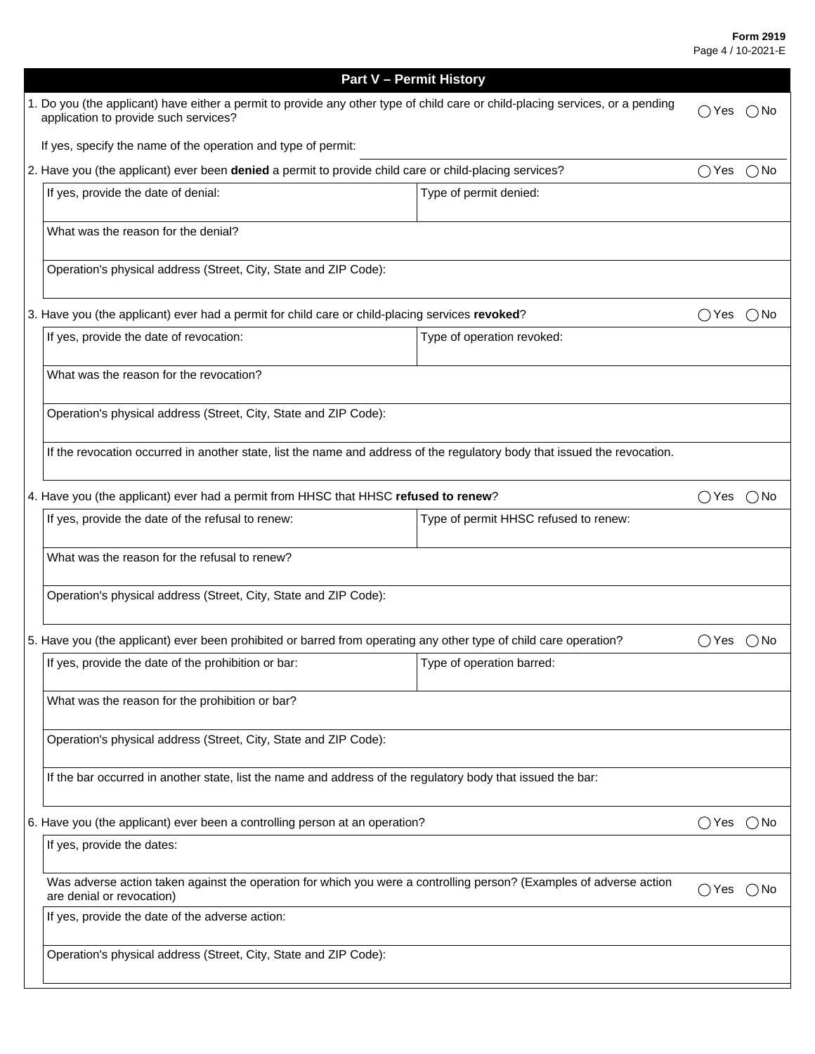## Part V – Permit History

1. Do you (the applicant) have either a permit to provide any other type of child care or child-placing services, or a pending application to provide such services? ◯ Yes ◯ No

   If yes, specify the name of the operation and type of permit:

2. Have you (the applicant) ever been **denied** a permit to provide child care or child-placing services? ◯ Yes ◯ No

| If yes, provide the date of denial: | Type of permit denied: |
|---|---|
| What was the reason for the denial? | |
| Operation's physical address (Street, City, State and ZIP Code): | |

3. Have you (the applicant) ever had a permit for child care or child-placing services **revoked**? ◯ Yes ◯ No

| If yes, provide the date of revocation: | Type of operation revoked: |
|---|---|
| What was the reason for the revocation? | |
| Operation's physical address (Street, City, State and ZIP Code): | |
| If the revocation occurred in another state, list the name and address of the regulatory body that issued the revocation. | |

4. Have you (the applicant) ever had a permit from HHSC that HHSC **refused to renew**? ◯ Yes ◯ No

| If yes, provide the date of the refusal to renew: | Type of permit HHSC refused to renew: |
|---|---|
| What was the reason for the refusal to renew? | |
| Operation's physical address (Street, City, State and ZIP Code): | |

5. Have you (the applicant) ever been prohibited or barred from operating any other type of child care operation? ◯ Yes ◯ No

| If yes, provide the date of the prohibition or bar: | Type of operation barred: |
|---|---|
| What was the reason for the prohibition or bar? | |
| Operation's physical address (Street, City, State and ZIP Code): | |
| If the bar occurred in another state, list the name and address of the regulatory body that issued the bar: | |

6. Have you (the applicant) ever been a controlling person at an operation? ◯ Yes ◯ No

| If yes, provide the dates: | |
|---|---|
| Was adverse action taken against the operation for which you were a controlling person? (Examples of adverse action are denial or revocation) | ◯ Yes ◯ No |
| If yes, provide the date of the adverse action: | |
| Operation's physical address (Street, City, State and ZIP Code): | |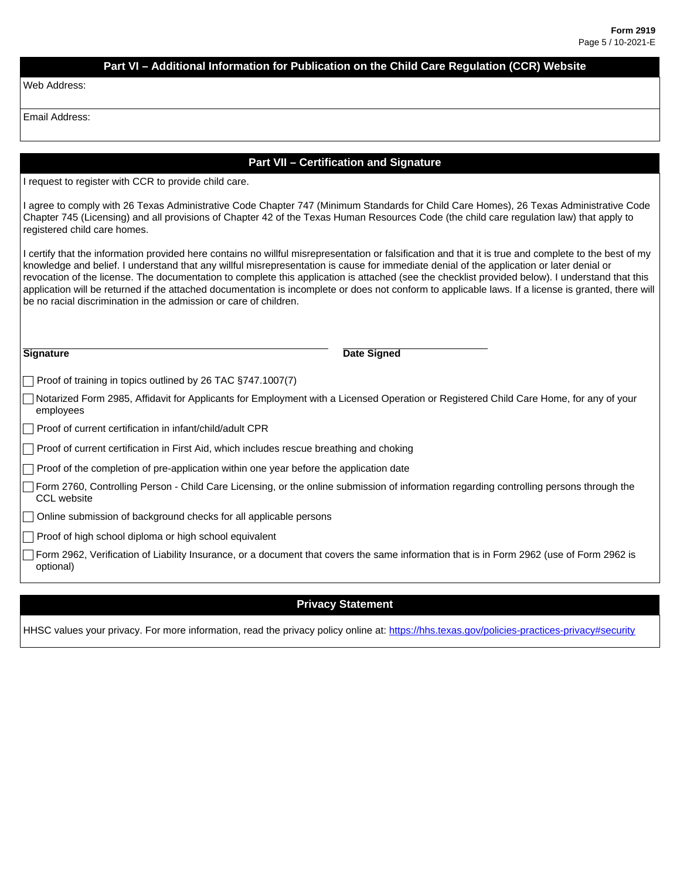## Part VI – Additional Information for Publication on the Child Care Regulation (CCR) Website

Web Address:

Email Address:

## Part VII – Certification and Signature

I request to register with CCR to provide child care.

I agree to comply with 26 Texas Administrative Code Chapter 747 (Minimum Standards for Child Care Homes), 26 Texas Administrative Code Chapter 745 (Licensing) and all provisions of Chapter 42 of the Texas Human Resources Code (the child care regulation law) that apply to registered child care homes.

I certify that the information provided here contains no willful misrepresentation or falsification and that it is true and complete to the best of my knowledge and belief. I understand that any willful misrepresentation is cause for immediate denial of the application or later denial or revocation of the license. The documentation to complete this application is attached (see the checklist provided below). I understand that this application will be returned if the attached documentation is incomplete or does not conform to applicable laws. If a license is granted, there will be no racial discrimination in the admission or care of children.

**Signature** _______________________ **Date Signed** _______________

- ☐ Proof of training in topics outlined by 26 TAC §747.1007(7)
- ☐ Notarized Form 2985, Affidavit for Applicants for Employment with a Licensed Operation or Registered Child Care Home, for any of your employees
- ☐ Proof of current certification in infant/child/adult CPR
- ☐ Proof of current certification in First Aid, which includes rescue breathing and choking
- ☐ Proof of the completion of pre-application within one year before the application date
- ☐ Form 2760, Controlling Person - Child Care Licensing, or the online submission of information regarding controlling persons through the CCL website
- ☐ Online submission of background checks for all applicable persons
- ☐ Proof of high school diploma or high school equivalent
- ☐ Form 2962, Verification of Liability Insurance, or a document that covers the same information that is in Form 2962 (use of Form 2962 is optional)

## Privacy Statement

HHSC values your privacy. For more information, read the privacy policy online at: https://hhs.texas.gov/policies-practices-privacy#security